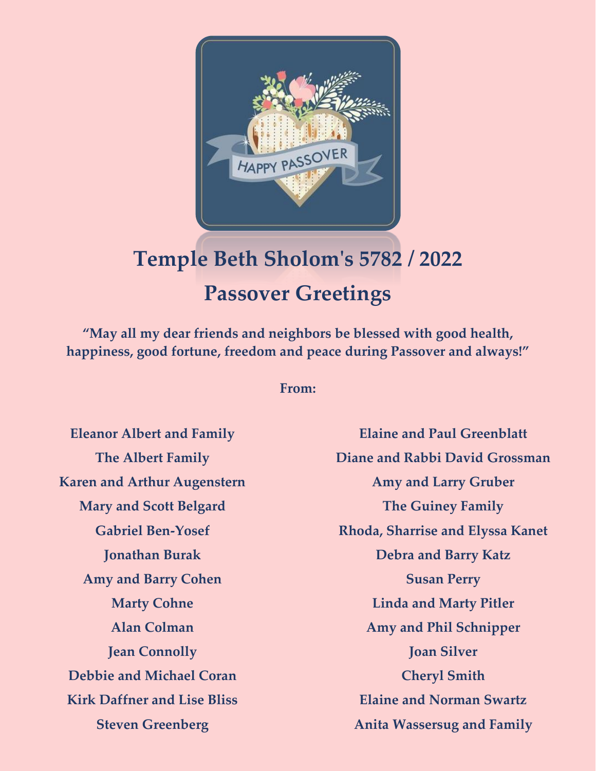# Temple Beth Sholom's 5782 / 2022
# Passover Greetings

**"May all my dear friends and neighbors be blessed with good health, happiness, good fortune, freedom and peace during Passover and always!"**

**From:**

**Eleanor Albert and Family**
**The Albert Family**
**Karen and Arthur Augenstern**
**Mary and Scott Belgard**
**Gabriel Ben-Yosef**
**Jonathan Burak**
**Amy and Barry Cohen**
**Marty Cohne**
**Alan Colman**
**Jean Connolly**
**Debbie and Michael Coran**
**Kirk Daffner and Lise Bliss**
**Steven Greenberg**
**Elaine and Paul Greenblatt**
**Diane and Rabbi David Grossman**
**Amy and Larry Gruber**
**The Guiney Family**
**Rhoda, Sharrise and Elyssa Kanet**
**Debra and Barry Katz**
**Susan Perry**
**Linda and Marty Pitler**
**Amy and Phil Schnipper**
**Joan Silver**
**Cheryl Smith**
**Elaine and Norman Swartz**
**Anita Wassersug and Family**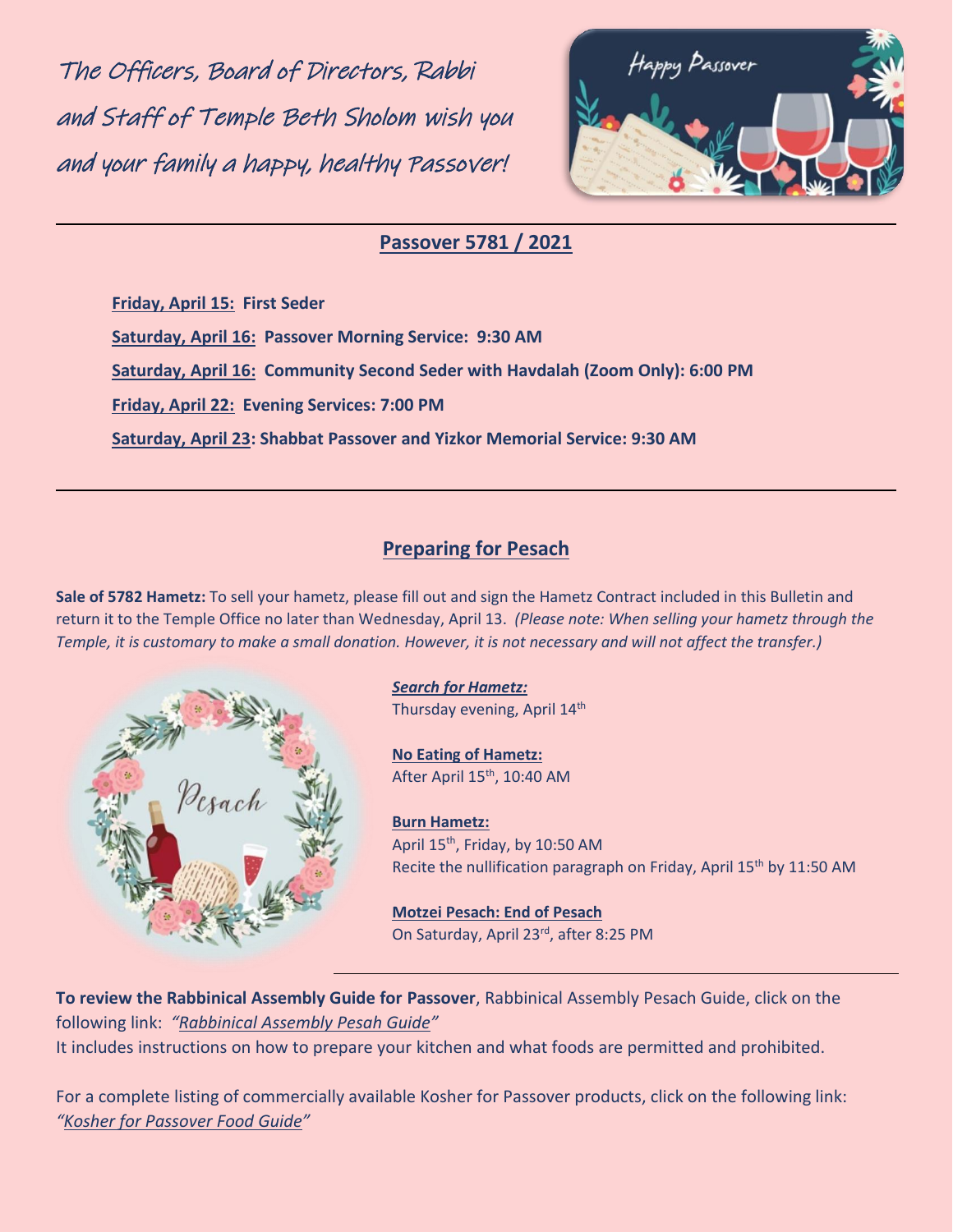The Officers, Board of Directors, Rabbi and Staff of Temple Beth Sholom wish you and your family a happy, healthy Passover!

## Passover 5781 / 2021

**Friday, April 15:** **First Seder**

**Saturday, April 16:** **Passover Morning Service: 9:30 AM**

**Saturday, April 16:** **Community Second Seder with Havdalah (Zoom Only): 6:00 PM**

**Friday, April 22:** **Evening Services: 7:00 PM**

**Saturday, April 23: Shabbat Passover and Yizkor Memorial Service: 9:30 AM**

## Preparing for Pesach

**Sale of 5782 Hametz:** To sell your hametz, please fill out and sign the Hametz Contract included in this Bulletin and return it to the Temple Office no later than Wednesday, April 13. *(Please note: When selling your hametz through the Temple, it is customary to make a small donation. However, it is not necessary and will not affect the transfer.)*

***Search for Hametz:***
Thursday evening, April 14th

**No Eating of Hametz:**
After April 15th, 10:40 AM

**Burn Hametz:**
April 15th, Friday, by 10:50 AM
Recite the nullification paragraph on Friday, April 15th by 11:50 AM

**Motzei Pesach: End of Pesach**
On Saturday, April 23rd, after 8:25 PM

**To review the Rabbinical Assembly Guide for Passover**, Rabbinical Assembly Pesach Guide, click on the following link: *"Rabbinical Assembly Pesah Guide"*
It includes instructions on how to prepare your kitchen and what foods are permitted and prohibited.

For a complete listing of commercially available Kosher for Passover products, click on the following link: *"Kosher for Passover Food Guide"*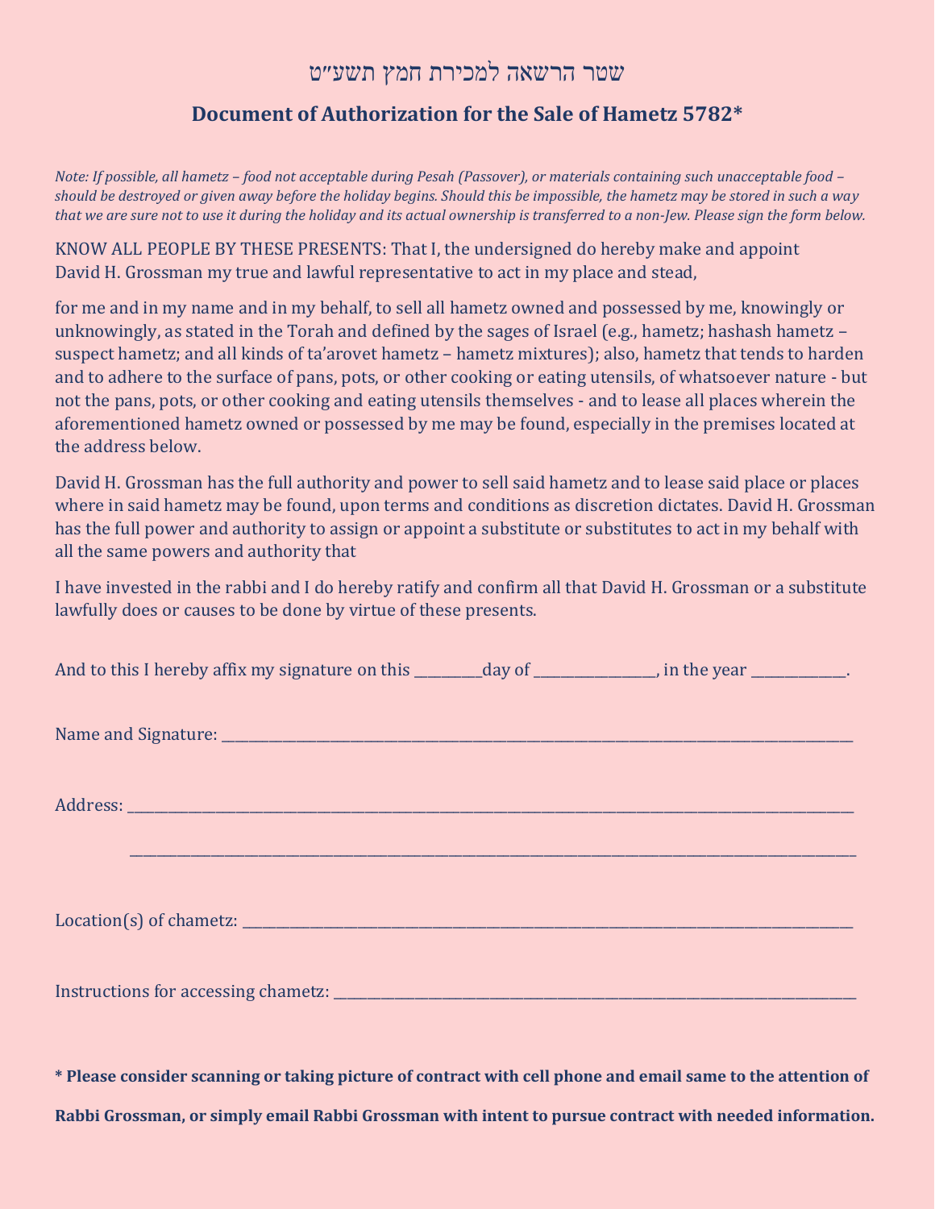# שטר הרשאה למכירת חמץ תשע"ט

## Document of Authorization for the Sale of Hametz 5782*

*Note: If possible, all hametz – food not acceptable during Pesah (Passover), or materials containing such unacceptable food – should be destroyed or given away before the holiday begins. Should this be impossible, the hametz may be stored in such a way that we are sure not to use it during the holiday and its actual ownership is transferred to a non-Jew. Please sign the form below.*

KNOW ALL PEOPLE BY THESE PRESENTS: That I, the undersigned do hereby make and appoint David H. Grossman my true and lawful representative to act in my place and stead,

for me and in my name and in my behalf, to sell all hametz owned and possessed by me, knowingly or unknowingly, as stated in the Torah and defined by the sages of Israel (e.g., hametz; hashash hametz – suspect hametz; and all kinds of ta'arovet hametz – hametz mixtures); also, hametz that tends to harden and to adhere to the surface of pans, pots, or other cooking or eating utensils, of whatsoever nature - but not the pans, pots, or other cooking and eating utensils themselves - and to lease all places wherein the aforementioned hametz owned or possessed by me may be found, especially in the premises located at the address below.

David H. Grossman has the full authority and power to sell said hametz and to lease said place or places where in said hametz may be found, upon terms and conditions as discretion dictates. David H. Grossman has the full power and authority to assign or appoint a substitute or substitutes to act in my behalf with all the same powers and authority that

I have invested in the rabbi and I do hereby ratify and confirm all that David H. Grossman or a substitute lawfully does or causes to be done by virtue of these presents.

And to this I hereby affix my signature on this _________day of ________________, in the year ____________.

Name and Signature: ______________________________________________________________________________

Address: ______________________________________________________________________________________

______________________________________________________________________________________

Location(s) of chametz: ___________________________________________________________________________

Instructions for accessing chametz: ________________________________________________________________

**\* Please consider scanning or taking picture of contract with cell phone and email same to the attention of Rabbi Grossman, or simply email Rabbi Grossman with intent to pursue contract with needed information.**